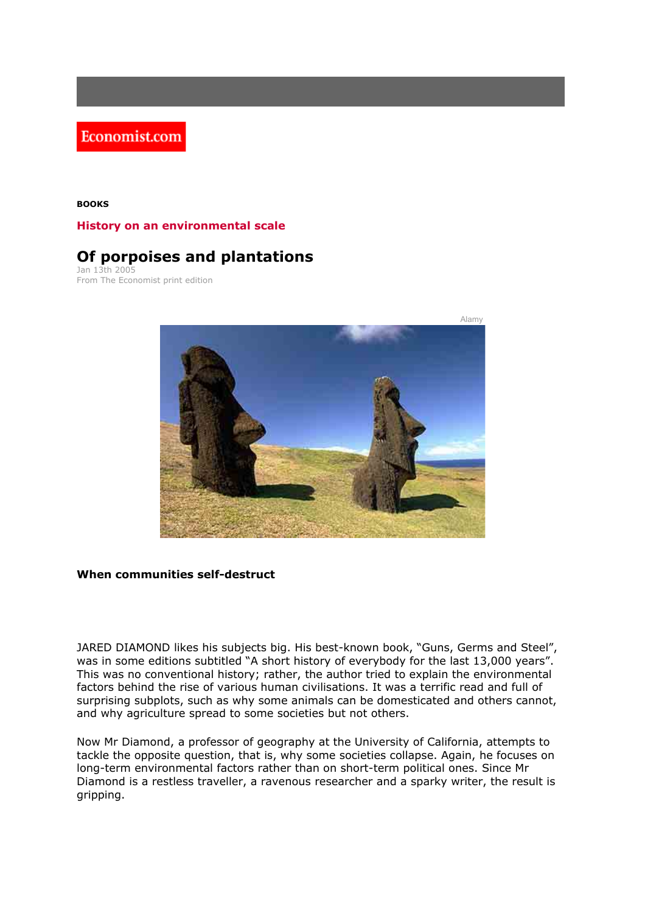Economist.com

**BOOKS**

**History on an environmental scale**

# Of porpoises and plantations

Jan 13th 2005
From The Economist print edition

Alamy

**When communities self-destruct**

JARED DIAMOND likes his subjects big. His best-known book, "Guns, Germs and Steel", was in some editions subtitled "A short history of everybody for the last 13,000 years". This was no conventional history; rather, the author tried to explain the environmental factors behind the rise of various human civilisations. It was a terrific read and full of surprising subplots, such as why some animals can be domesticated and others cannot, and why agriculture spread to some societies but not others.

Now Mr Diamond, a professor of geography at the University of California, attempts to tackle the opposite question, that is, why some societies collapse. Again, he focuses on long-term environmental factors rather than on short-term political ones. Since Mr Diamond is a restless traveller, a ravenous researcher and a sparky writer, the result is gripping.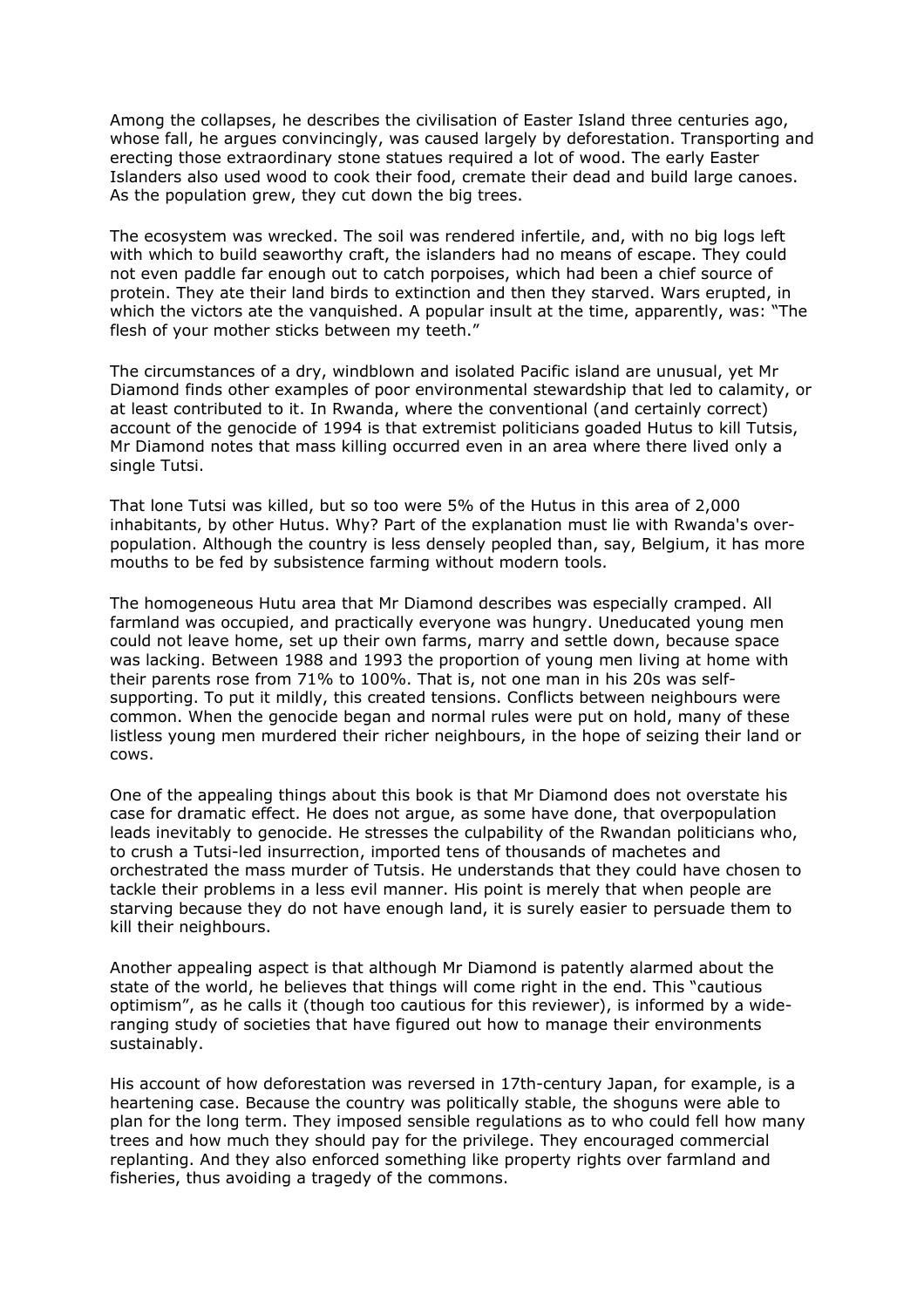Among the collapses, he describes the civilisation of Easter Island three centuries ago, whose fall, he argues convincingly, was caused largely by deforestation. Transporting and erecting those extraordinary stone statues required a lot of wood. The early Easter Islanders also used wood to cook their food, cremate their dead and build large canoes. As the population grew, they cut down the big trees.

The ecosystem was wrecked. The soil was rendered infertile, and, with no big logs left with which to build seaworthy craft, the islanders had no means of escape. They could not even paddle far enough out to catch porpoises, which had been a chief source of protein. They ate their land birds to extinction and then they starved. Wars erupted, in which the victors ate the vanquished. A popular insult at the time, apparently, was: "The flesh of your mother sticks between my teeth."

The circumstances of a dry, windblown and isolated Pacific island are unusual, yet Mr Diamond finds other examples of poor environmental stewardship that led to calamity, or at least contributed to it. In Rwanda, where the conventional (and certainly correct) account of the genocide of 1994 is that extremist politicians goaded Hutus to kill Tutsis, Mr Diamond notes that mass killing occurred even in an area where there lived only a single Tutsi.

That lone Tutsi was killed, but so too were 5% of the Hutus in this area of 2,000 inhabitants, by other Hutus. Why? Part of the explanation must lie with Rwanda's over-population. Although the country is less densely peopled than, say, Belgium, it has more mouths to be fed by subsistence farming without modern tools.

The homogeneous Hutu area that Mr Diamond describes was especially cramped. All farmland was occupied, and practically everyone was hungry. Uneducated young men could not leave home, set up their own farms, marry and settle down, because space was lacking. Between 1988 and 1993 the proportion of young men living at home with their parents rose from 71% to 100%. That is, not one man in his 20s was self-supporting. To put it mildly, this created tensions. Conflicts between neighbours were common. When the genocide began and normal rules were put on hold, many of these listless young men murdered their richer neighbours, in the hope of seizing their land or cows.

One of the appealing things about this book is that Mr Diamond does not overstate his case for dramatic effect. He does not argue, as some have done, that overpopulation leads inevitably to genocide. He stresses the culpability of the Rwandan politicians who, to crush a Tutsi-led insurrection, imported tens of thousands of machetes and orchestrated the mass murder of Tutsis. He understands that they could have chosen to tackle their problems in a less evil manner. His point is merely that when people are starving because they do not have enough land, it is surely easier to persuade them to kill their neighbours.

Another appealing aspect is that although Mr Diamond is patently alarmed about the state of the world, he believes that things will come right in the end. This "cautious optimism", as he calls it (though too cautious for this reviewer), is informed by a wide-ranging study of societies that have figured out how to manage their environments sustainably.

His account of how deforestation was reversed in 17th-century Japan, for example, is a heartening case. Because the country was politically stable, the shoguns were able to plan for the long term. They imposed sensible regulations as to who could fell how many trees and how much they should pay for the privilege. They encouraged commercial replanting. And they also enforced something like property rights over farmland and fisheries, thus avoiding a tragedy of the commons.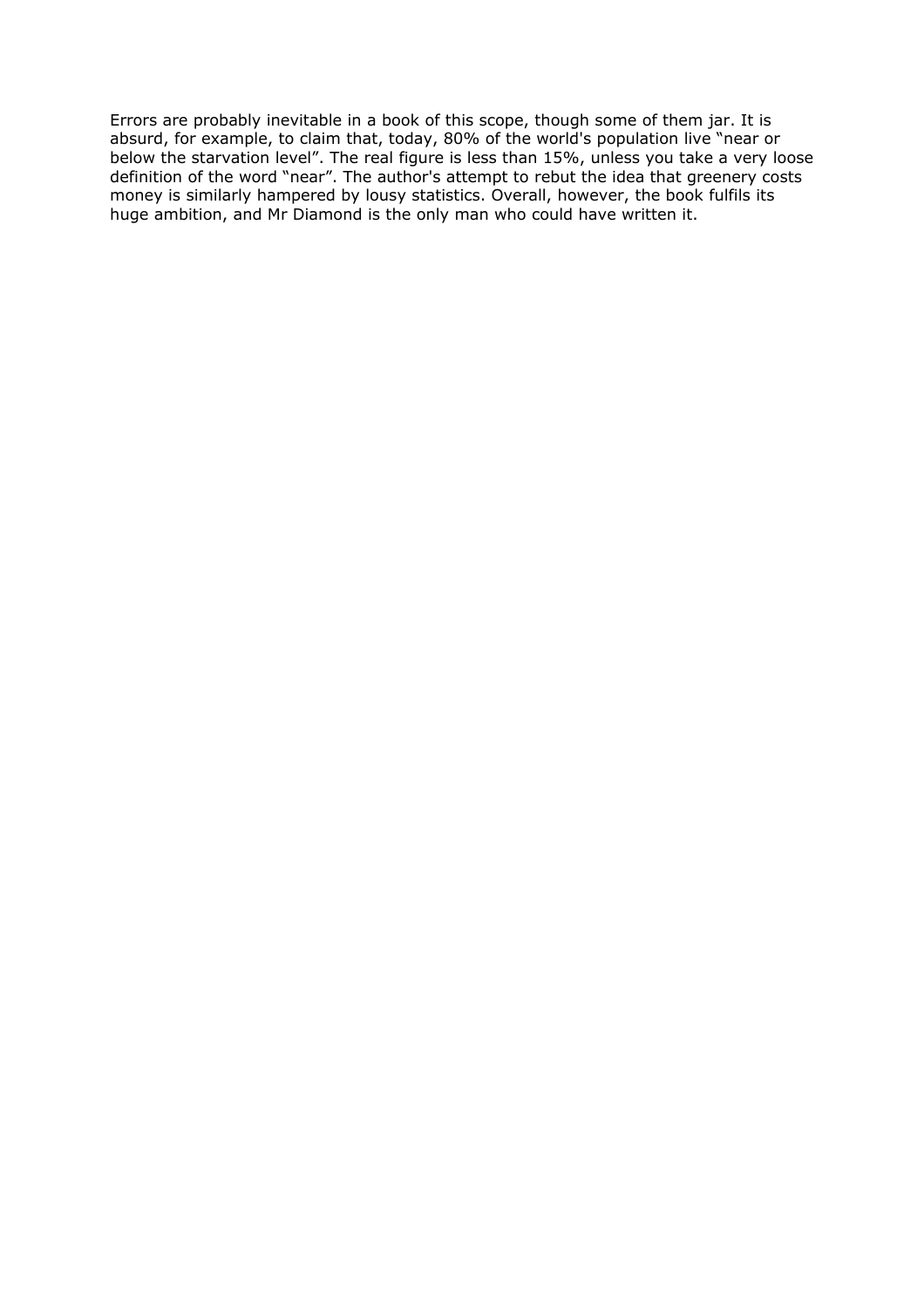Errors are probably inevitable in a book of this scope, though some of them jar. It is absurd, for example, to claim that, today, 80% of the world's population live "near or below the starvation level". The real figure is less than 15%, unless you take a very loose definition of the word "near". The author's attempt to rebut the idea that greenery costs money is similarly hampered by lousy statistics. Overall, however, the book fulfils its huge ambition, and Mr Diamond is the only man who could have written it.